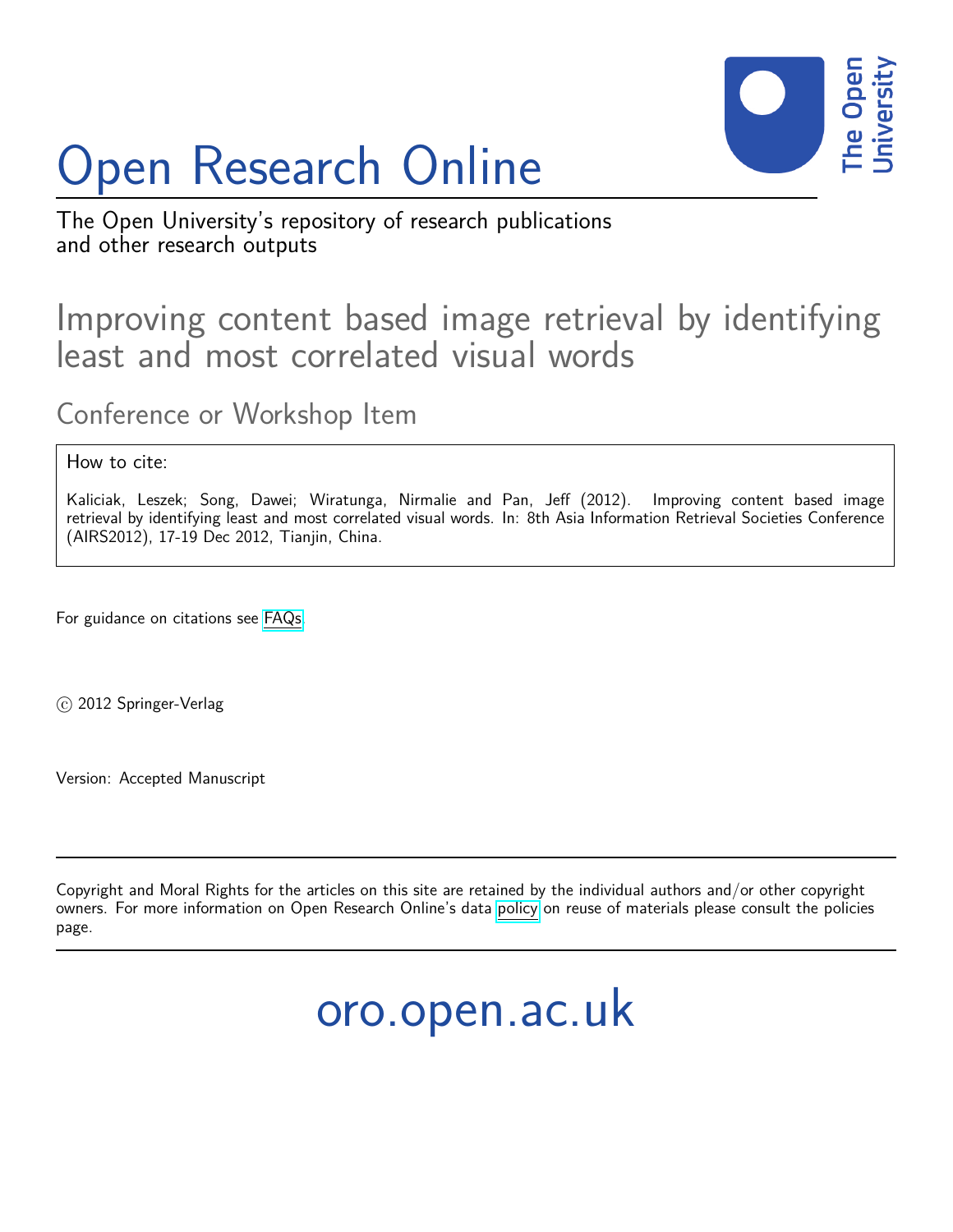# Open Research Online

The Open University's repository of research publications and other research outputs

## Improving content based image retrieval by identifying least and most correlated visual words

### Conference or Workshop Item

How to cite:

Kaliciak, Leszek; Song, Dawei; Wiratunga, Nirmalie and Pan, Jeff (2012). Improving content based image retrieval by identifying least and most correlated visual words. In: 8th Asia Information Retrieval Societies Conference (AIRS2012), 17-19 Dec 2012, Tianjin, China.

For guidance on citations see FAQs.

© 2012 Springer-Verlag

Version: Accepted Manuscript

Copyright and Moral Rights for the articles on this site are retained by the individual authors and/or other copyright owners. For more information on Open Research Online's data policy on reuse of materials please consult the policies page.

oro.open.ac.uk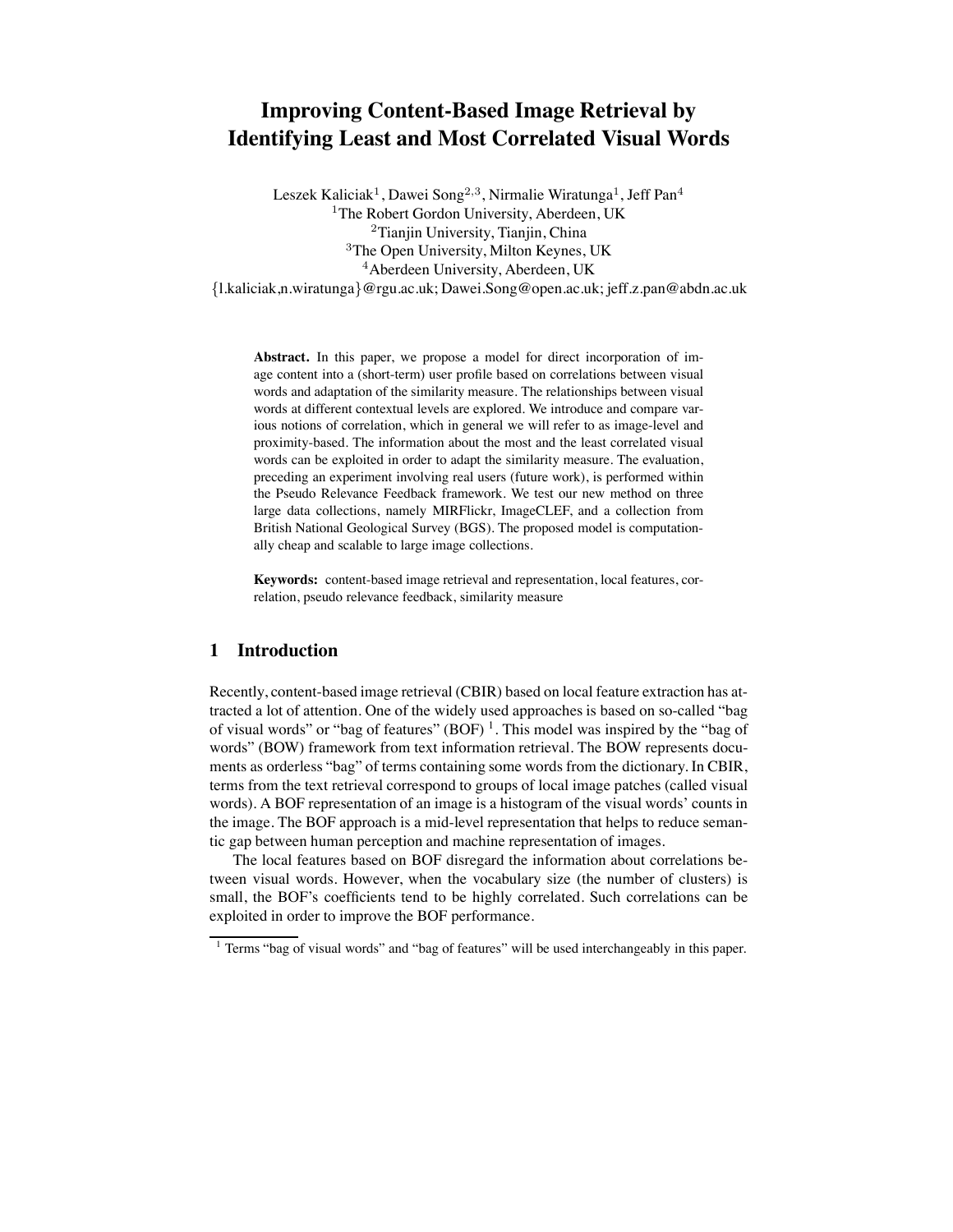# Improving Content-Based Image Retrieval by Identifying Least and Most Correlated Visual Words

Leszek Kaliciak[1], Dawei Song[2,3], Nirmalie Wiratunga[1], Jeff Pan[4]

[1]The Robert Gordon University, Aberdeen, UK
[2]Tianjin University, Tianjin, China
[3]The Open University, Milton Keynes, UK
[4]Aberdeen University, Aberdeen, UK

{l.kaliciak,n.wiratunga}@rgu.ac.uk; Dawei.Song@open.ac.uk; jeff.z.pan@abdn.ac.uk

**Abstract.** In this paper, we propose a model for direct incorporation of image content into a (short-term) user profile based on correlations between visual words and adaptation of the similarity measure. The relationships between visual words at different contextual levels are explored. We introduce and compare various notions of correlation, which in general we will refer to as image-level and proximity-based. The information about the most and the least correlated visual words can be exploited in order to adapt the similarity measure. The evaluation, preceding an experiment involving real users (future work), is performed within the Pseudo Relevance Feedback framework. We test our new method on three large data collections, namely MIRFlickr, ImageCLEF, and a collection from British National Geological Survey (BGS). The proposed model is computationally cheap and scalable to large image collections.

**Keywords:** content-based image retrieval and representation, local features, correlation, pseudo relevance feedback, similarity measure

## 1 Introduction

Recently, content-based image retrieval (CBIR) based on local feature extraction has attracted a lot of attention. One of the widely used approaches is based on so-called "bag of visual words" or "bag of features" (BOF) [1]. This model was inspired by the "bag of words" (BOW) framework from text information retrieval. The BOW represents documents as orderless "bag" of terms containing some words from the dictionary. In CBIR, terms from the text retrieval correspond to groups of local image patches (called visual words). A BOF representation of an image is a histogram of the visual words' counts in the image. The BOF approach is a mid-level representation that helps to reduce semantic gap between human perception and machine representation of images.

The local features based on BOF disregard the information about correlations between visual words. However, when the vocabulary size (the number of clusters) is small, the BOF's coefficients tend to be highly correlated. Such correlations can be exploited in order to improve the BOF performance.

[1] Terms "bag of visual words" and "bag of features" will be used interchangeably in this paper.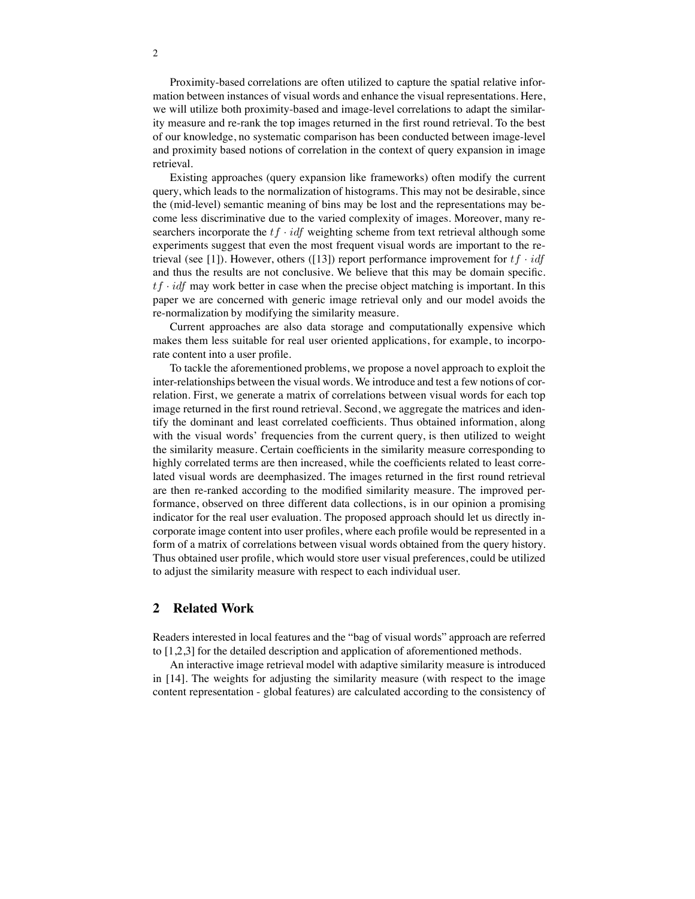Proximity-based correlations are often utilized to capture the spatial relative information between instances of visual words and enhance the visual representations. Here, we will utilize both proximity-based and image-level correlations to adapt the similarity measure and re-rank the top images returned in the first round retrieval. To the best of our knowledge, no systematic comparison has been conducted between image-level and proximity based notions of correlation in the context of query expansion in image retrieval.

Existing approaches (query expansion like frameworks) often modify the current query, which leads to the normalization of histograms. This may not be desirable, since the (mid-level) semantic meaning of bins may be lost and the representations may become less discriminative due to the varied complexity of images. Moreover, many researchers incorporate the $tf \cdot idf$ weighting scheme from text retrieval although some experiments suggest that even the most frequent visual words are important to the retrieval (see [1]). However, others ([13]) report performance improvement for $tf \cdot idf$ and thus the results are not conclusive. We believe that this may be domain specific. $tf \cdot idf$ may work better in case when the precise object matching is important. In this paper we are concerned with generic image retrieval only and our model avoids the re-normalization by modifying the similarity measure.

Current approaches are also data storage and computationally expensive which makes them less suitable for real user oriented applications, for example, to incorporate content into a user profile.

To tackle the aforementioned problems, we propose a novel approach to exploit the inter-relationships between the visual words. We introduce and test a few notions of correlation. First, we generate a matrix of correlations between visual words for each top image returned in the first round retrieval. Second, we aggregate the matrices and identify the dominant and least correlated coefficients. Thus obtained information, along with the visual words' frequencies from the current query, is then utilized to weight the similarity measure. Certain coefficients in the similarity measure corresponding to highly correlated terms are then increased, while the coefficients related to least correlated visual words are deemphasized. The images returned in the first round retrieval are then re-ranked according to the modified similarity measure. The improved performance, observed on three different data collections, is in our opinion a promising indicator for the real user evaluation. The proposed approach should let us directly incorporate image content into user profiles, where each profile would be represented in a form of a matrix of correlations between visual words obtained from the query history. Thus obtained user profile, which would store user visual preferences, could be utilized to adjust the similarity measure with respect to each individual user.

## 2 Related Work

Readers interested in local features and the "bag of visual words" approach are referred to [1,2,3] for the detailed description and application of aforementioned methods.

An interactive image retrieval model with adaptive similarity measure is introduced in [14]. The weights for adjusting the similarity measure (with respect to the image content representation - global features) are calculated according to the consistency of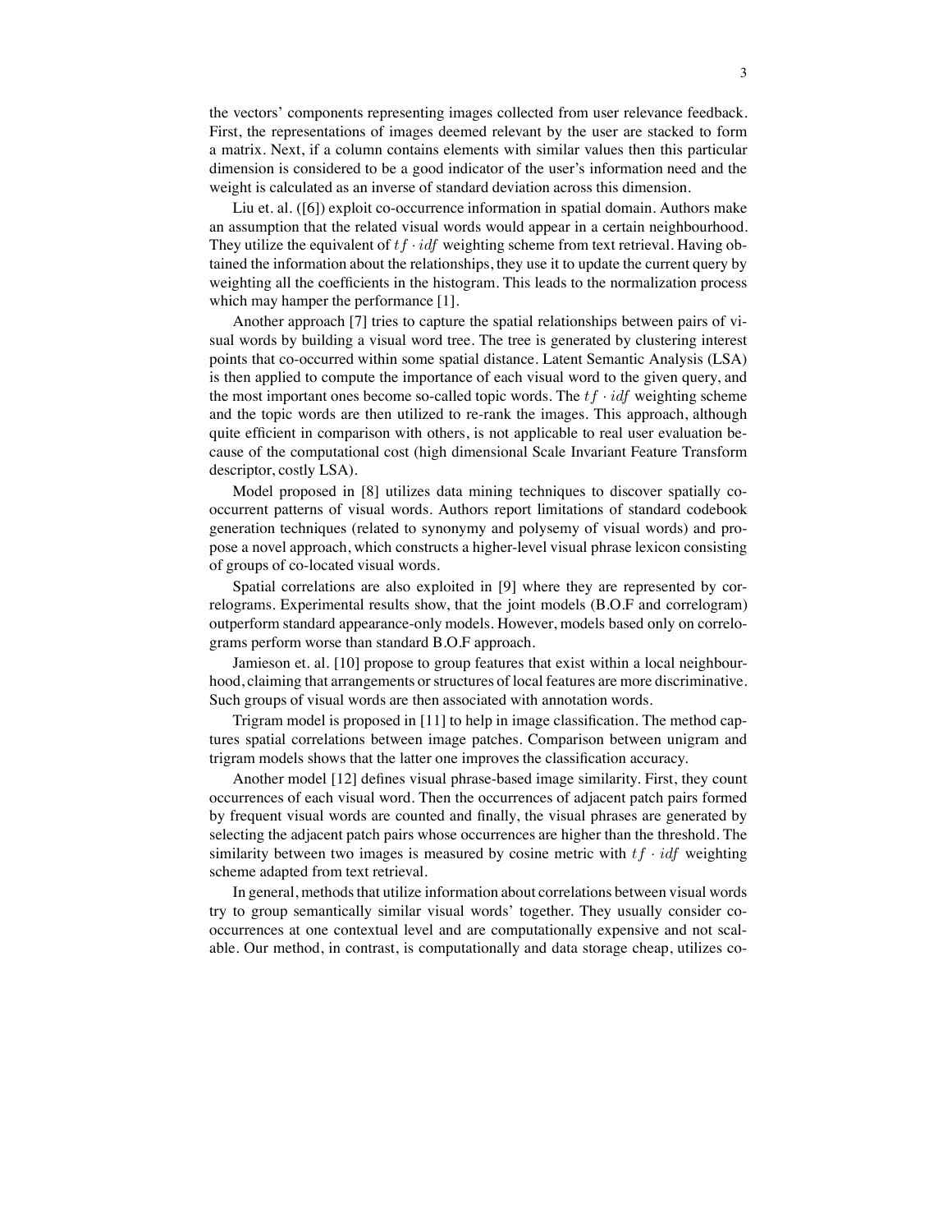the vectors' components representing images collected from user relevance feedback. First, the representations of images deemed relevant by the user are stacked to form a matrix. Next, if a column contains elements with similar values then this particular dimension is considered to be a good indicator of the user's information need and the weight is calculated as an inverse of standard deviation across this dimension.

Liu et. al. ([6]) exploit co-occurrence information in spatial domain. Authors make an assumption that the related visual words would appear in a certain neighbourhood. They utilize the equivalent of $tf \cdot idf$ weighting scheme from text retrieval. Having obtained the information about the relationships, they use it to update the current query by weighting all the coefficients in the histogram. This leads to the normalization process which may hamper the performance [1].

Another approach [7] tries to capture the spatial relationships between pairs of visual words by building a visual word tree. The tree is generated by clustering interest points that co-occurred within some spatial distance. Latent Semantic Analysis (LSA) is then applied to compute the importance of each visual word to the given query, and the most important ones become so-called topic words. The $tf \cdot idf$ weighting scheme and the topic words are then utilized to re-rank the images. This approach, although quite efficient in comparison with others, is not applicable to real user evaluation because of the computational cost (high dimensional Scale Invariant Feature Transform descriptor, costly LSA).

Model proposed in [8] utilizes data mining techniques to discover spatially co-occurrent patterns of visual words. Authors report limitations of standard codebook generation techniques (related to synonymy and polysemy of visual words) and propose a novel approach, which constructs a higher-level visual phrase lexicon consisting of groups of co-located visual words.

Spatial correlations are also exploited in [9] where they are represented by correlograms. Experimental results show, that the joint models (B.O.F and correlogram) outperform standard appearance-only models. However, models based only on correlograms perform worse than standard B.O.F approach.

Jamieson et. al. [10] propose to group features that exist within a local neighbourhood, claiming that arrangements or structures of local features are more discriminative. Such groups of visual words are then associated with annotation words.

Trigram model is proposed in [11] to help in image classification. The method captures spatial correlations between image patches. Comparison between unigram and trigram models shows that the latter one improves the classification accuracy.

Another model [12] defines visual phrase-based image similarity. First, they count occurrences of each visual word. Then the occurrences of adjacent patch pairs formed by frequent visual words are counted and finally, the visual phrases are generated by selecting the adjacent patch pairs whose occurrences are higher than the threshold. The similarity between two images is measured by cosine metric with $tf \cdot idf$ weighting scheme adapted from text retrieval.

In general, methods that utilize information about correlations between visual words try to group semantically similar visual words' together. They usually consider co-occurrences at one contextual level and are computationally expensive and not scalable. Our method, in contrast, is computationally and data storage cheap, utilizes co-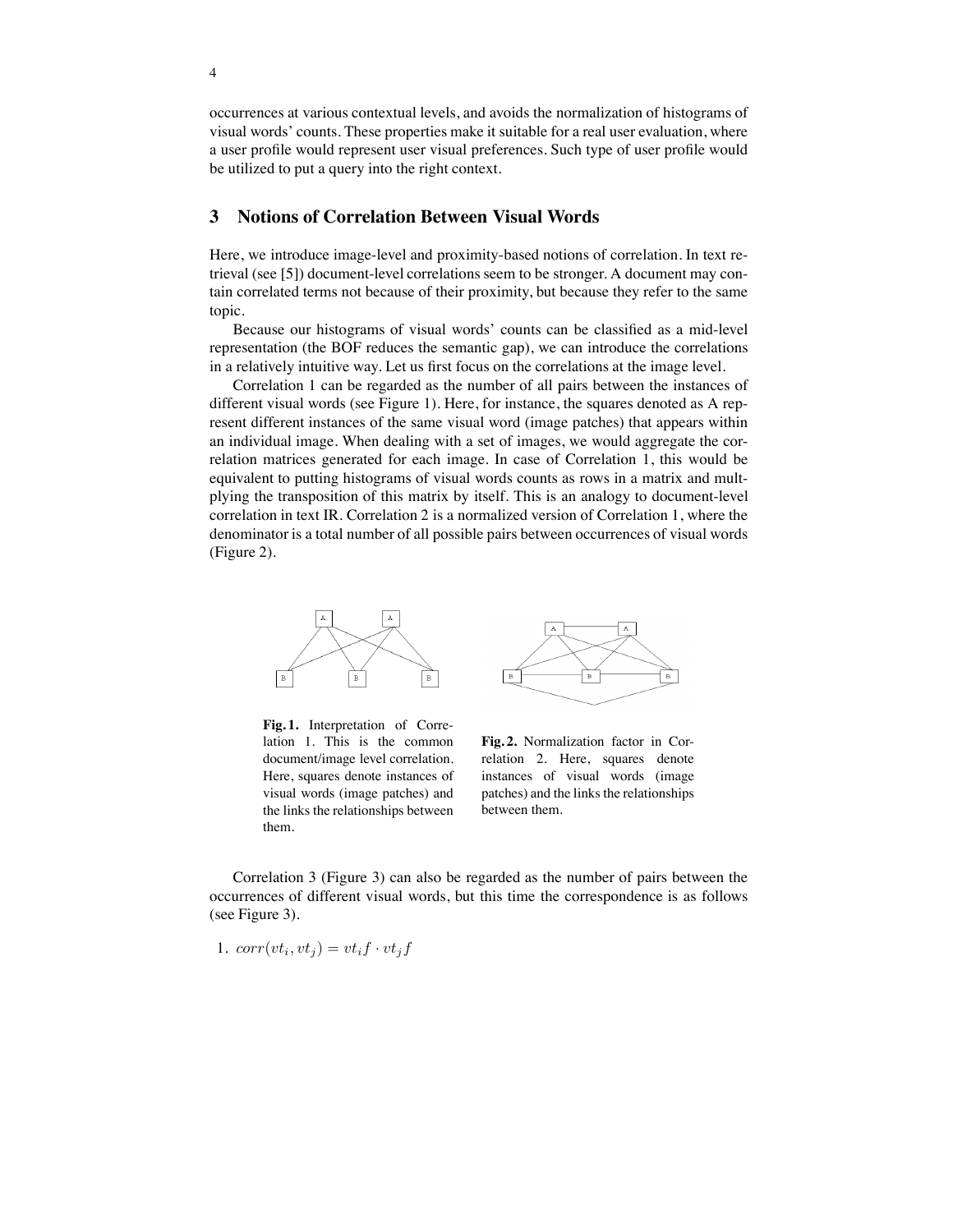occurrences at various contextual levels, and avoids the normalization of histograms of visual words' counts. These properties make it suitable for a real user evaluation, where a user profile would represent user visual preferences. Such type of user profile would be utilized to put a query into the right context.

## 3 Notions of Correlation Between Visual Words

Here, we introduce image-level and proximity-based notions of correlation. In text retrieval (see [5]) document-level correlations seem to be stronger. A document may contain correlated terms not because of their proximity, but because they refer to the same topic.

Because our histograms of visual words' counts can be classified as a mid-level representation (the BOF reduces the semantic gap), we can introduce the correlations in a relatively intuitive way. Let us first focus on the correlations at the image level.

Correlation 1 can be regarded as the number of all pairs between the instances of different visual words (see Figure 1). Here, for instance, the squares denoted as A represent different instances of the same visual word (image patches) that appears within an individual image. When dealing with a set of images, we would aggregate the correlation matrices generated for each image. In case of Correlation 1, this would be equivalent to putting histograms of visual words counts as rows in a matrix and multplying the transposition of this matrix by itself. This is an analogy to document-level correlation in text IR. Correlation 2 is a normalized version of Correlation 1, where the denominator is a total number of all possible pairs between occurrences of visual words (Figure 2).

**Fig. 1.** Interpretation of Correlation 1. This is the common document/image level correlation. Here, squares denote instances of visual words (image patches) and the links the relationships between them.

**Fig. 2.** Normalization factor in Correlation 2. Here, squares denote instances of visual words (image patches) and the links the relationships between them.

Correlation 3 (Figure 3) can also be regarded as the number of pairs between the occurrences of different visual words, but this time the correspondence is as follows (see Figure 3).

1. $corr(vt_i, vt_j) = vt_i f \cdot vt_j f$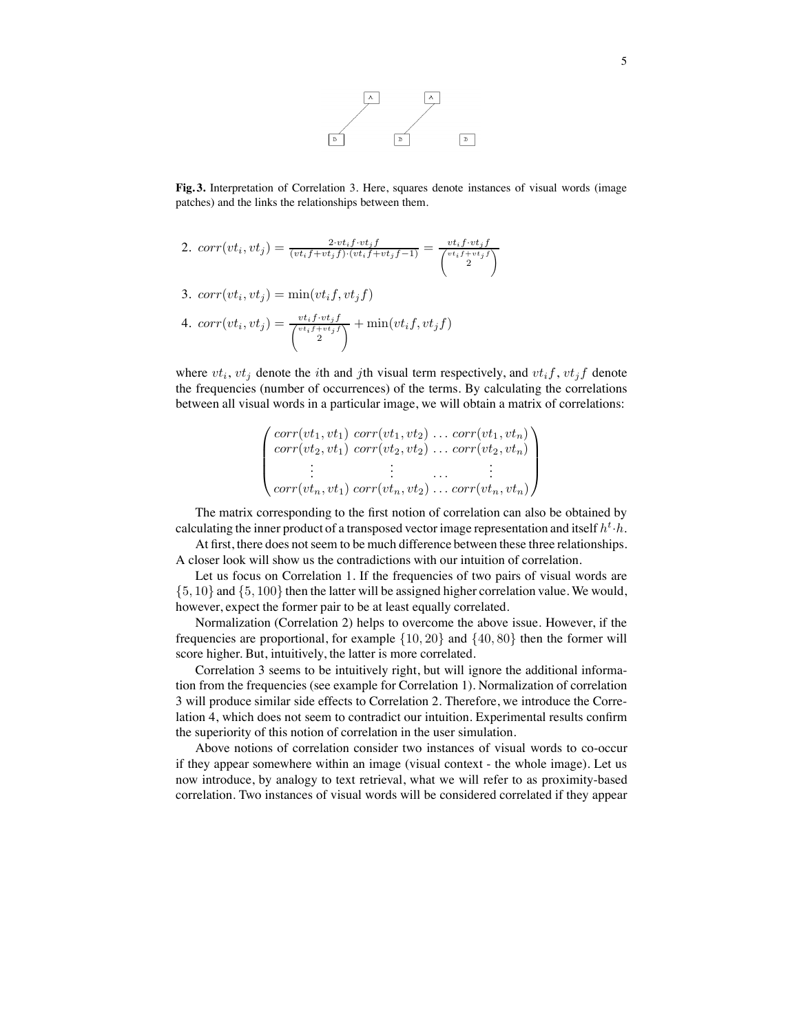**Fig. 3.** Interpretation of Correlation 3. Here, squares denote instances of visual words (image patches) and the links the relationships between them.

2. $corr(vt_i, vt_j) = \frac{2 \cdot vt_i f \cdot vt_j f}{(vt_i f + vt_j f) \cdot (vt_i f + vt_j f - 1)} = \frac{vt_i f \cdot vt_j f}{\binom{vt_i f + vt_j f}{2}}$

3. $corr(vt_i, vt_j) = \min(vt_i f, vt_j f)$

4. $corr(vt_i, vt_j) = \frac{vt_i f \cdot vt_j f}{\binom{vt_i f + vt_j f}{2}} + \min(vt_i f, vt_j f)$

where $vt_i$, $vt_j$ denote the $i$th and $j$th visual term respectively, and $vt_i f$, $vt_j f$ denote the frequencies (number of occurrences) of the terms. By calculating the correlations between all visual words in a particular image, we will obtain a matrix of correlations:

$$
\begin{pmatrix}
corr(vt_1, vt_1) & corr(vt_1, vt_2) & \dots & corr(vt_1, vt_n) \\
corr(vt_2, vt_1) & corr(vt_2, vt_2) & \dots & corr(vt_2, vt_n) \\
\vdots & \vdots & \dots & \vdots \\
corr(vt_n, vt_1) & corr(vt_n, vt_2) & \dots & corr(vt_n, vt_n)
\end{pmatrix}
$$

The matrix corresponding to the first notion of correlation can also be obtained by calculating the inner product of a transposed vector image representation and itself $h^t \cdot h$.

At first, there does not seem to be much difference between these three relationships. A closer look will show us the contradictions with our intuition of correlation.

Let us focus on Correlation 1. If the frequencies of two pairs of visual words are $\{5, 10\}$ and $\{5, 100\}$ then the latter will be assigned higher correlation value. We would, however, expect the former pair to be at least equally correlated.

Normalization (Correlation 2) helps to overcome the above issue. However, if the frequencies are proportional, for example $\{10, 20\}$ and $\{40, 80\}$ then the former will score higher. But, intuitively, the latter is more correlated.

Correlation 3 seems to be intuitively right, but will ignore the additional information from the frequencies (see example for Correlation 1). Normalization of correlation 3 will produce similar side effects to Correlation 2. Therefore, we introduce the Correlation 4, which does not seem to contradict our intuition. Experimental results confirm the superiority of this notion of correlation in the user simulation.

Above notions of correlation consider two instances of visual words to co-occur if they appear somewhere within an image (visual context - the whole image). Let us now introduce, by analogy to text retrieval, what we will refer to as proximity-based correlation. Two instances of visual words will be considered correlated if they appear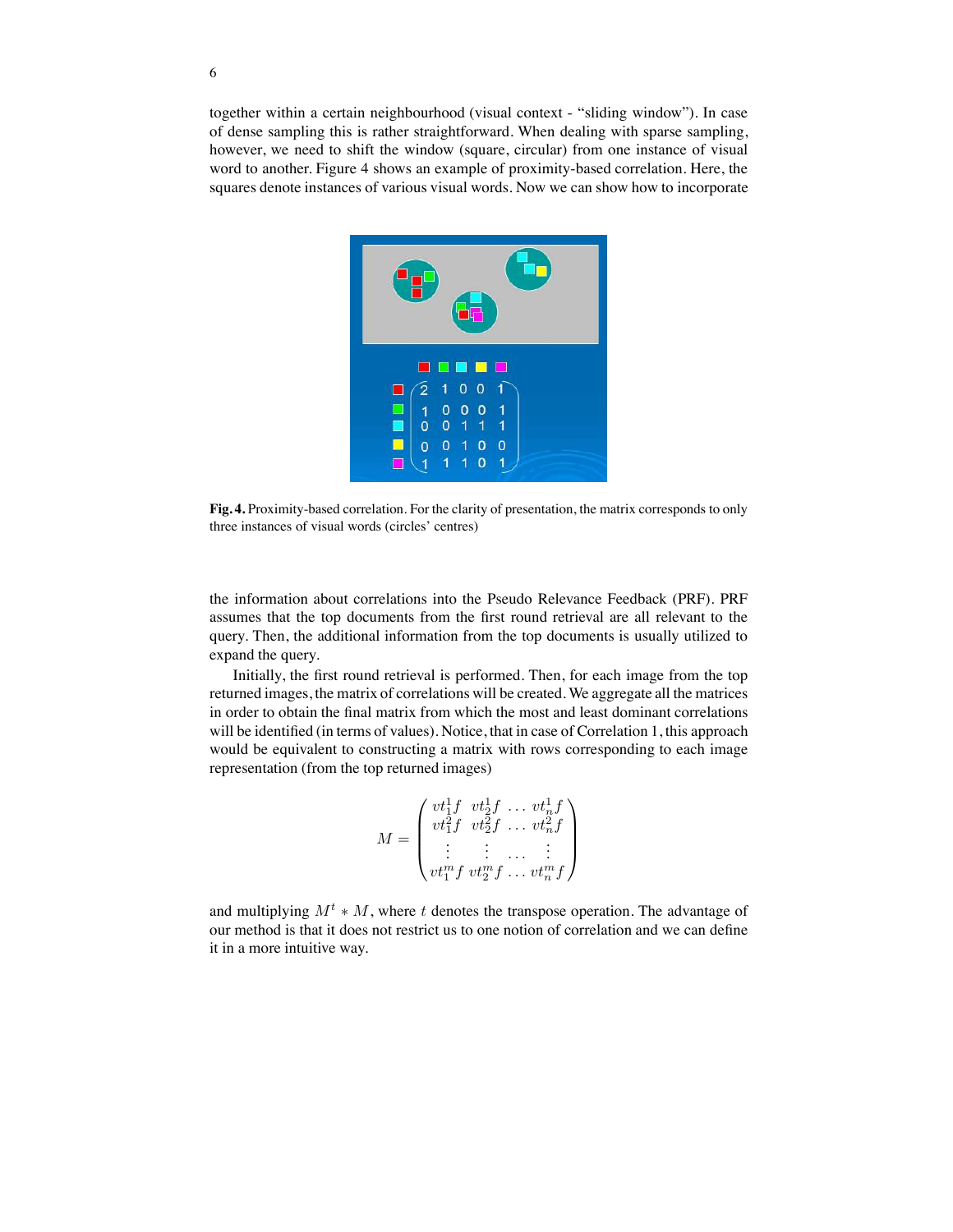together within a certain neighbourhood (visual context - "sliding window"). In case of dense sampling this is rather straightforward. When dealing with sparse sampling, however, we need to shift the window (square, circular) from one instance of visual word to another. Figure 4 shows an example of proximity-based correlation. Here, the squares denote instances of various visual words. Now we can show how to incorporate

**Fig. 4.** Proximity-based correlation. For the clarity of presentation, the matrix corresponds to only three instances of visual words (circles' centres)

the information about correlations into the Pseudo Relevance Feedback (PRF). PRF assumes that the top documents from the first round retrieval are all relevant to the query. Then, the additional information from the top documents is usually utilized to expand the query.

Initially, the first round retrieval is performed. Then, for each image from the top returned images, the matrix of correlations will be created. We aggregate all the matrices in order to obtain the final matrix from which the most and least dominant correlations will be identified (in terms of values). Notice, that in case of Correlation 1, this approach would be equivalent to constructing a matrix with rows corresponding to each image representation (from the top returned images)

$$M = \begin{pmatrix} vt_1^1 f & vt_2^1 f & \dots & vt_n^1 f \\ vt_1^2 f & vt_2^2 f & \dots & vt_n^2 f \\ \vdots & \vdots & \dots & \vdots \\ vt_1^m f & vt_2^m f & \dots & vt_n^m f \end{pmatrix}$$

and multiplying $M^t * M$, where $t$ denotes the transpose operation. The advantage of our method is that it does not restrict us to one notion of correlation and we can define it in a more intuitive way.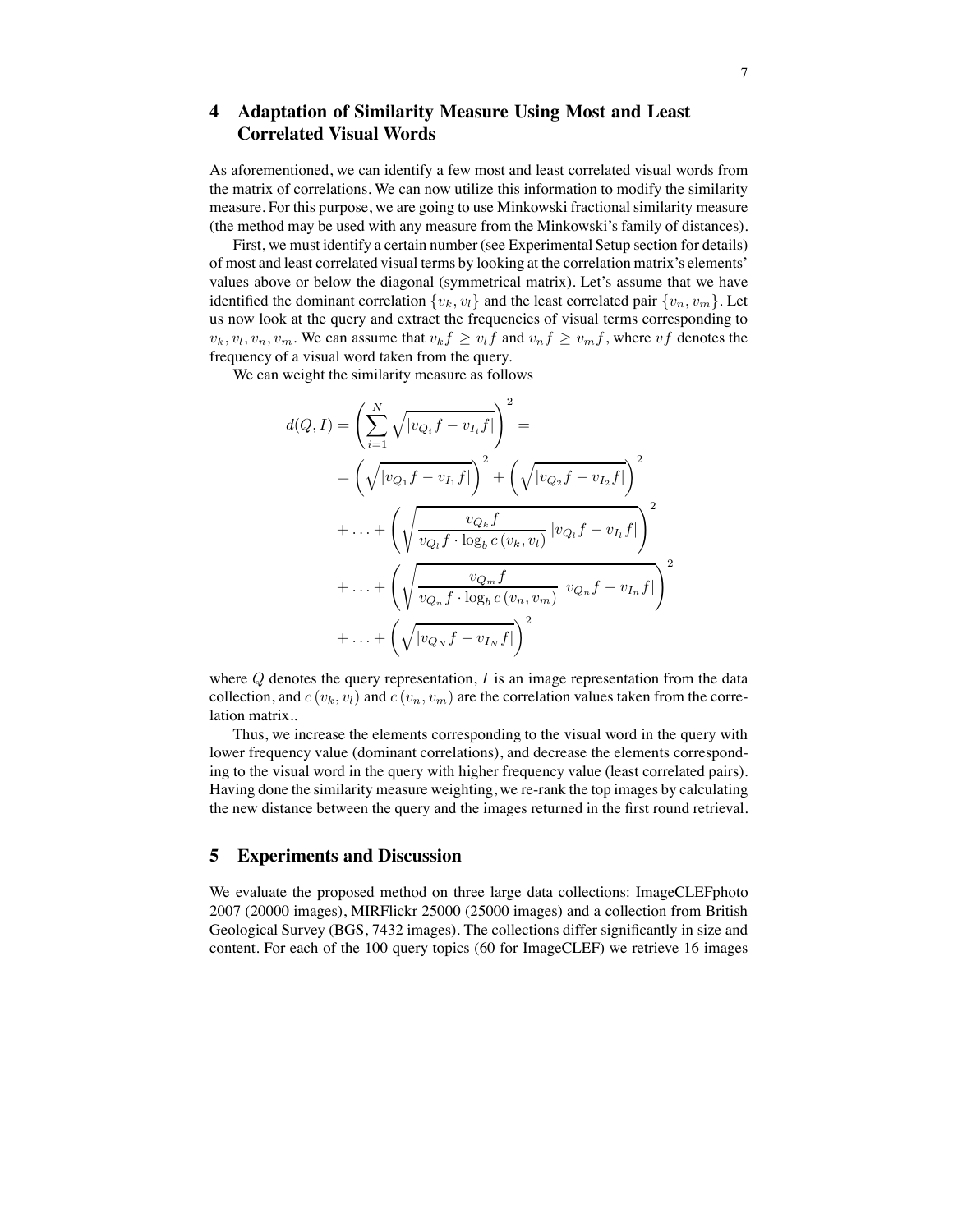## 4 Adaptation of Similarity Measure Using Most and Least Correlated Visual Words

As aforementioned, we can identify a few most and least correlated visual words from the matrix of correlations. We can now utilize this information to modify the similarity measure. For this purpose, we are going to use Minkowski fractional similarity measure (the method may be used with any measure from the Minkowski's family of distances).

First, we must identify a certain number (see Experimental Setup section for details) of most and least correlated visual terms by looking at the correlation matrix's elements' values above or below the diagonal (symmetrical matrix). Let's assume that we have identified the dominant correlation $\{v_k, v_l\}$ and the least correlated pair $\{v_n, v_m\}$. Let us now look at the query and extract the frequencies of visual terms corresponding to $v_k, v_l, v_n, v_m$. We can assume that $v_k f \geq v_l f$ and $v_n f \geq v_m f$, where $vf$ denotes the frequency of a visual word taken from the query.

We can weight the similarity measure as follows

$$
\begin{aligned}
d(Q,I) &= \left( \sum_{i=1}^{N} \sqrt{|v_{Q_i} f - v_{I_i} f|} \right)^2 = \\
&= \left( \sqrt{|v_{Q_1} f - v_{I_1} f|} \right)^2 + \left( \sqrt{|v_{Q_2} f - v_{I_2} f|} \right)^2 \\
&+ \ldots + \left( \sqrt{\frac{v_{Q_k} f}{v_{Q_l} f \cdot \log_b c\,(v_k, v_l)} \, |v_{Q_l} f - v_{I_l} f|} \right)^2 \\
&+ \ldots + \left( \sqrt{\frac{v_{Q_m} f}{v_{Q_n} f \cdot \log_b c\,(v_n, v_m)} \, |v_{Q_n} f - v_{I_n} f|} \right)^2 \\
&+ \ldots + \left( \sqrt{|v_{Q_N} f - v_{I_N} f|} \right)^2
\end{aligned}
$$

where $Q$ denotes the query representation, $I$ is an image representation from the data collection, and $c\,(v_k, v_l)$ and $c\,(v_n, v_m)$ are the correlation values taken from the correlation matrix..

Thus, we increase the elements corresponding to the visual word in the query with lower frequency value (dominant correlations), and decrease the elements corresponding to the visual word in the query with higher frequency value (least correlated pairs). Having done the similarity measure weighting, we re-rank the top images by calculating the new distance between the query and the images returned in the first round retrieval.

## 5 Experiments and Discussion

We evaluate the proposed method on three large data collections: ImageCLEFphoto 2007 (20000 images), MIRFlickr 25000 (25000 images) and a collection from British Geological Survey (BGS, 7432 images). The collections differ significantly in size and content. For each of the 100 query topics (60 for ImageCLEF) we retrieve 16 images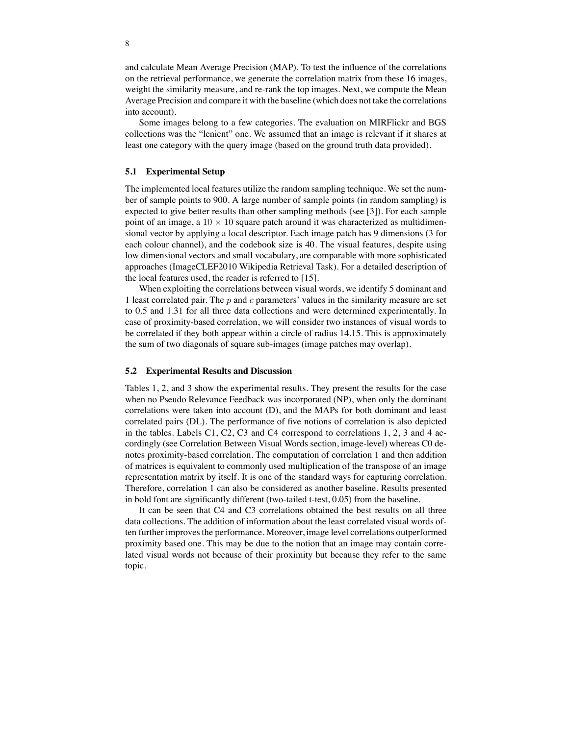and calculate Mean Average Precision (MAP). To test the influence of the correlations on the retrieval performance, we generate the correlation matrix from these 16 images, weight the similarity measure, and re-rank the top images. Next, we compute the Mean Average Precision and compare it with the baseline (which does not take the correlations into account).

Some images belong to a few categories. The evaluation on MIRFlickr and BGS collections was the "lenient" one. We assumed that an image is relevant if it shares at least one category with the query image (based on the ground truth data provided).

### 5.1 Experimental Setup

The implemented local features utilize the random sampling technique. We set the number of sample points to 900. A large number of sample points (in random sampling) is expected to give better results than other sampling methods (see [3]). For each sample point of an image, a $10 \times 10$ square patch around it was characterized as multidimensional vector by applying a local descriptor. Each image patch has 9 dimensions (3 for each colour channel), and the codebook size is 40. The visual features, despite using low dimensional vectors and small vocabulary, are comparable with more sophisticated approaches (ImageCLEF2010 Wikipedia Retrieval Task). For a detailed description of the local features used, the reader is referred to [15].

When exploiting the correlations between visual words, we identify 5 dominant and 1 least correlated pair. The $p$ and $c$ parameters' values in the similarity measure are set to 0.5 and 1.31 for all three data collections and were determined experimentally. In case of proximity-based correlation, we will consider two instances of visual words to be correlated if they both appear within a circle of radius 14.15. This is approximately the sum of two diagonals of square sub-images (image patches may overlap).

### 5.2 Experimental Results and Discussion

Tables 1, 2, and 3 show the experimental results. They present the results for the case when no Pseudo Relevance Feedback was incorporated (NP), when only the dominant correlations were taken into account (D), and the MAPs for both dominant and least correlated pairs (DL). The performance of five notions of correlation is also depicted in the tables. Labels C1, C2, C3 and C4 correspond to correlations 1, 2, 3 and 4 accordingly (see Correlation Between Visual Words section, image-level) whereas C0 denotes proximity-based correlation. The computation of correlation 1 and then addition of matrices is equivalent to commonly used multiplication of the transpose of an image representation matrix by itself. It is one of the standard ways for capturing correlation. Therefore, correlation 1 can also be considered as another baseline. Results presented in bold font are significantly different (two-tailed t-test, 0.05) from the baseline.

It can be seen that C4 and C3 correlations obtained the best results on all three data collections. The addition of information about the least correlated visual words often further improves the performance. Moreover, image level correlations outperformed proximity based one. This may be due to the notion that an image may contain correlated visual words not because of their proximity but because they refer to the same topic.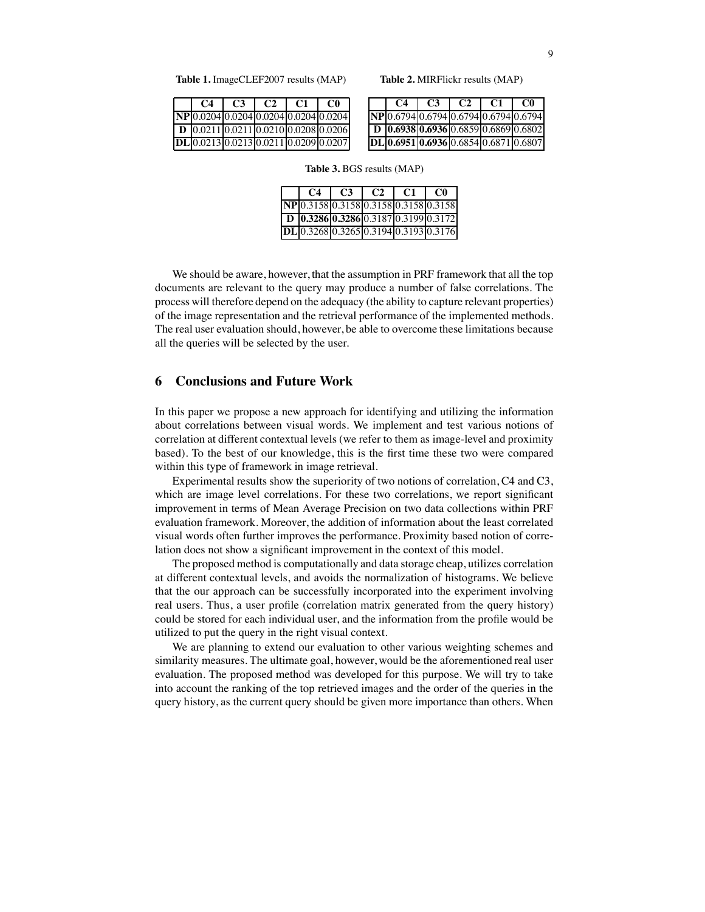**Table 1.** ImageCLEF2007 results (MAP)

| | C4 | C3 | C2 | C1 | C0 |
|---|---|---|---|---|---|
| **NP** | 0.0204 | 0.0204 | 0.0204 | 0.0204 | 0.0204 |
| **D** | 0.0211 | 0.0211 | 0.0210 | 0.0208 | 0.0206 |
| **DL** | 0.0213 | 0.0213 | 0.0211 | 0.0209 | 0.0207 |

**Table 2.** MIRFlickr results (MAP)

| | C4 | C3 | C2 | C1 | C0 |
|---|---|---|---|---|---|
| **NP** | 0.6794 | 0.6794 | 0.6794 | 0.6794 | 0.6794 |
| **D** | **0.6938** | **0.6936** | 0.6859 | 0.6869 | 0.6802 |
| **DL** | **0.6951** | **0.6936** | 0.6854 | 0.6871 | 0.6807 |

**Table 3.** BGS results (MAP)

| | C4 | C3 | C2 | C1 | C0 |
|---|---|---|---|---|---|
| **NP** | 0.3158 | 0.3158 | 0.3158 | 0.3158 | 0.3158 |
| **D** | **0.3286** | **0.3286** | 0.3187 | 0.3199 | 0.3172 |
| **DL** | 0.3268 | 0.3265 | 0.3194 | 0.3193 | 0.3176 |

We should be aware, however, that the assumption in PRF framework that all the top documents are relevant to the query may produce a number of false correlations. The process will therefore depend on the adequacy (the ability to capture relevant properties) of the image representation and the retrieval performance of the implemented methods. The real user evaluation should, however, be able to overcome these limitations because all the queries will be selected by the user.

## 6 Conclusions and Future Work

In this paper we propose a new approach for identifying and utilizing the information about correlations between visual words. We implement and test various notions of correlation at different contextual levels (we refer to them as image-level and proximity based). To the best of our knowledge, this is the first time these two were compared within this type of framework in image retrieval.

Experimental results show the superiority of two notions of correlation, C4 and C3, which are image level correlations. For these two correlations, we report significant improvement in terms of Mean Average Precision on two data collections within PRF evaluation framework. Moreover, the addition of information about the least correlated visual words often further improves the performance. Proximity based notion of correlation does not show a significant improvement in the context of this model.

The proposed method is computationally and data storage cheap, utilizes correlation at different contextual levels, and avoids the normalization of histograms. We believe that the our approach can be successfully incorporated into the experiment involving real users. Thus, a user profile (correlation matrix generated from the query history) could be stored for each individual user, and the information from the profile would be utilized to put the query in the right visual context.

We are planning to extend our evaluation to other various weighting schemes and similarity measures. The ultimate goal, however, would be the aforementioned real user evaluation. The proposed method was developed for this purpose. We will try to take into account the ranking of the top retrieved images and the order of the queries in the query history, as the current query should be given more importance than others. When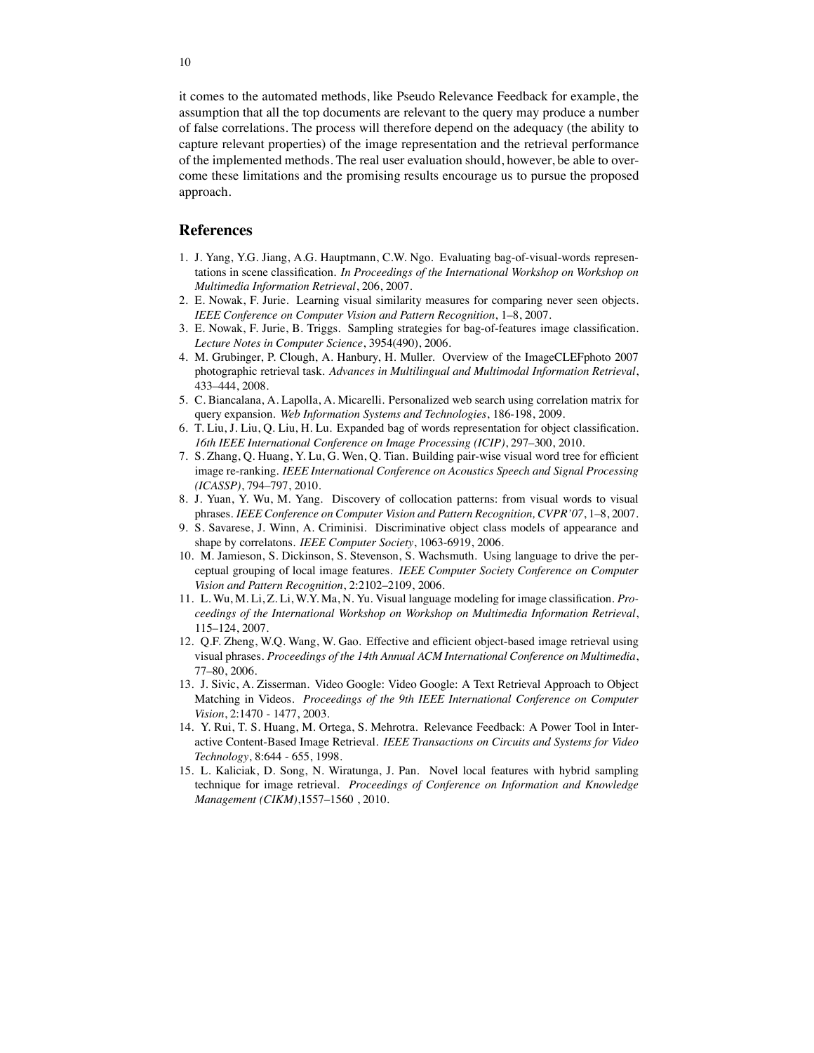it comes to the automated methods, like Pseudo Relevance Feedback for example, the assumption that all the top documents are relevant to the query may produce a number of false correlations. The process will therefore depend on the adequacy (the ability to capture relevant properties) of the image representation and the retrieval performance of the implemented methods. The real user evaluation should, however, be able to overcome these limitations and the promising results encourage us to pursue the proposed approach.

## References

1. J. Yang, Y.G. Jiang, A.G. Hauptmann, C.W. Ngo. Evaluating bag-of-visual-words representations in scene classification. *In Proceedings of the International Workshop on Workshop on Multimedia Information Retrieval*, 206, 2007.
2. E. Nowak, F. Jurie. Learning visual similarity measures for comparing never seen objects. *IEEE Conference on Computer Vision and Pattern Recognition*, 1–8, 2007.
3. E. Nowak, F. Jurie, B. Triggs. Sampling strategies for bag-of-features image classification. *Lecture Notes in Computer Science*, 3954(490), 2006.
4. M. Grubinger, P. Clough, A. Hanbury, H. Muller. Overview of the ImageCLEFphoto 2007 photographic retrieval task. *Advances in Multilingual and Multimodal Information Retrieval*, 433–444, 2008.
5. C. Biancalana, A. Lapolla, A. Micarelli. Personalized web search using correlation matrix for query expansion. *Web Information Systems and Technologies*, 186-198, 2009.
6. T. Liu, J. Liu, Q. Liu, H. Lu. Expanded bag of words representation for object classification. *16th IEEE International Conference on Image Processing (ICIP)*, 297–300, 2010.
7. S. Zhang, Q. Huang, Y. Lu, G. Wen, Q. Tian. Building pair-wise visual word tree for efficient image re-ranking. *IEEE International Conference on Acoustics Speech and Signal Processing (ICASSP)*, 794–797, 2010.
8. J. Yuan, Y. Wu, M. Yang. Discovery of collocation patterns: from visual words to visual phrases. *IEEE Conference on Computer Vision and Pattern Recognition, CVPR'07*, 1–8, 2007.
9. S. Savarese, J. Winn, A. Criminisi. Discriminative object class models of appearance and shape by correlatons. *IEEE Computer Society*, 1063-6919, 2006.
10. M. Jamieson, S. Dickinson, S. Stevenson, S. Wachsmuth. Using language to drive the perceptual grouping of local image features. *IEEE Computer Society Conference on Computer Vision and Pattern Recognition*, 2:2102–2109, 2006.
11. L. Wu, M. Li, Z. Li, W.Y. Ma, N. Yu. Visual language modeling for image classification. *Proceedings of the International Workshop on Workshop on Multimedia Information Retrieval*, 115–124, 2007.
12. Q.F. Zheng, W.Q. Wang, W. Gao. Effective and efficient object-based image retrieval using visual phrases. *Proceedings of the 14th Annual ACM International Conference on Multimedia*, 77–80, 2006.
13. J. Sivic, A. Zisserman. Video Google: Video Google: A Text Retrieval Approach to Object Matching in Videos. *Proceedings of the 9th IEEE International Conference on Computer Vision*, 2:1470 - 1477, 2003.
14. Y. Rui, T. S. Huang, M. Ortega, S. Mehrotra. Relevance Feedback: A Power Tool in Interactive Content-Based Image Retrieval. *IEEE Transactions on Circuits and Systems for Video Technology*, 8:644 - 655, 1998.
15. L. Kaliciak, D. Song, N. Wiratunga, J. Pan. Novel local features with hybrid sampling technique for image retrieval. *Proceedings of Conference on Information and Knowledge Management (CIKM)*,1557–1560 , 2010.